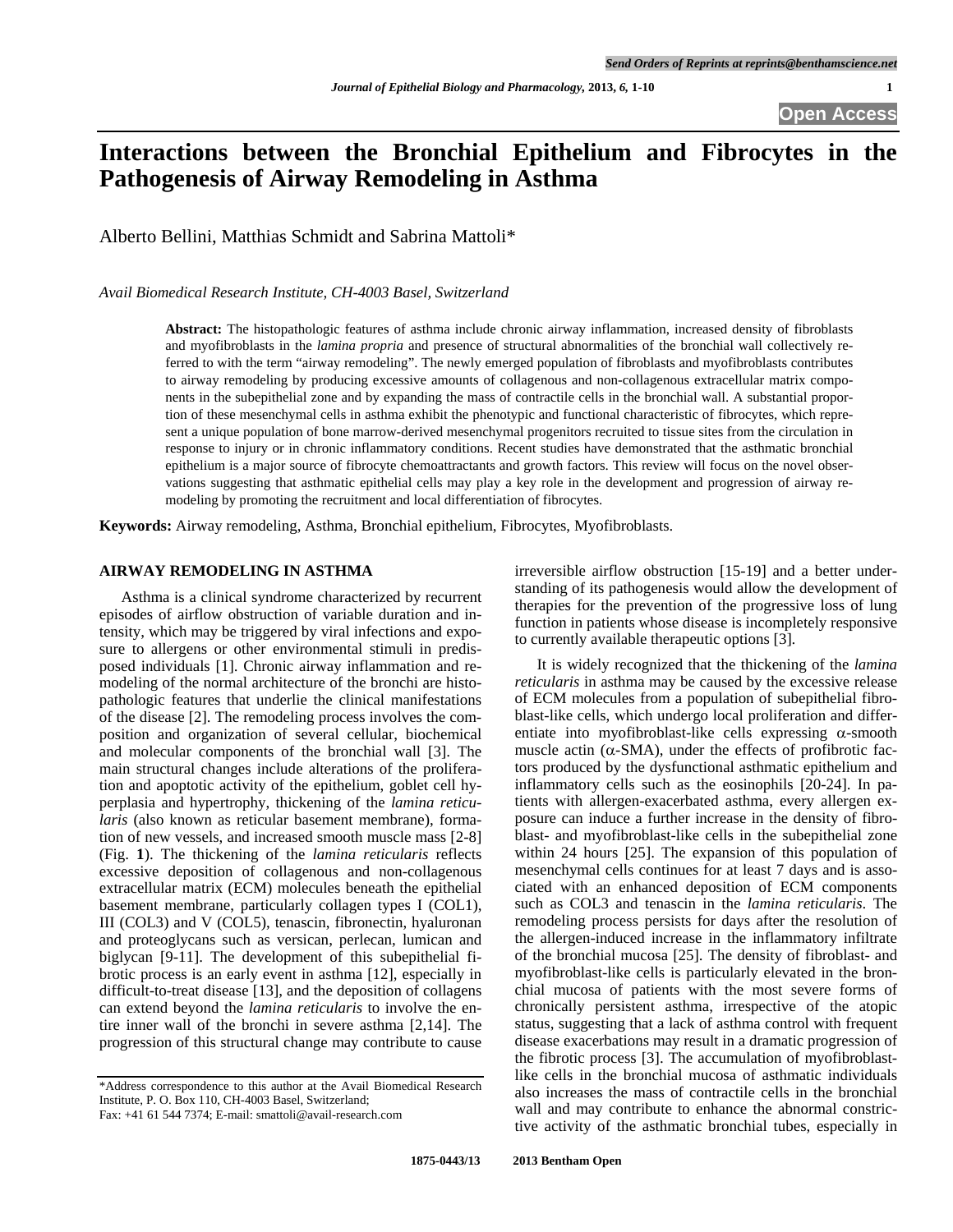# Interactions between the Bronchial Epithelium and Fibrocytes in the Pathogenesis of Airway Remodeling in Asthma

Alberto Bellini, Matthias Schmidt and Sabrina Mattoli*

*Avail Biomedical Research Institute, CH-4003 Basel, Switzerland*

**Abstract:** The histopathologic features of asthma include chronic airway inflammation, increased density of fibroblasts and myofibroblasts in the *lamina propria* and presence of structural abnormalities of the bronchial wall collectively referred to with the term "airway remodeling". The newly emerged population of fibroblasts and myofibroblasts contributes to airway remodeling by producing excessive amounts of collagenous and non-collagenous extracellular matrix components in the subepithelial zone and by expanding the mass of contractile cells in the bronchial wall. A substantial proportion of these mesenchymal cells in asthma exhibit the phenotypic and functional characteristic of fibrocytes, which represent a unique population of bone marrow-derived mesenchymal progenitors recruited to tissue sites from the circulation in response to injury or in chronic inflammatory conditions. Recent studies have demonstrated that the asthmatic bronchial epithelium is a major source of fibrocyte chemoattractants and growth factors. This review will focus on the novel observations suggesting that asthmatic epithelial cells may play a key role in the development and progression of airway remodeling by promoting the recruitment and local differentiation of fibrocytes.

**Keywords:** Airway remodeling, Asthma, Bronchial epithelium, Fibrocytes, Myofibroblasts.

## AIRWAY REMODELING IN ASTHMA

Asthma is a clinical syndrome characterized by recurrent episodes of airflow obstruction of variable duration and intensity, which may be triggered by viral infections and exposure to allergens or other environmental stimuli in predisposed individuals [1]. Chronic airway inflammation and remodeling of the normal architecture of the bronchi are histopathologic features that underlie the clinical manifestations of the disease [2]. The remodeling process involves the composition and organization of several cellular, biochemical and molecular components of the bronchial wall [3]. The main structural changes include alterations of the proliferation and apoptotic activity of the epithelium, goblet cell hyperplasia and hypertrophy, thickening of the *lamina reticularis* (also known as reticular basement membrane), formation of new vessels, and increased smooth muscle mass [2-8] (Fig. **1**). The thickening of the *lamina reticularis* reflects excessive deposition of collagenous and non-collagenous extracellular matrix (ECM) molecules beneath the epithelial basement membrane, particularly collagen types I (COL1), III (COL3) and V (COL5), tenascin, fibronectin, hyaluronan and proteoglycans such as versican, perlecan, lumican and biglycan [9-11]. The development of this subepithelial fibrotic process is an early event in asthma [12], especially in difficult-to-treat disease [13], and the deposition of collagens can extend beyond the *lamina reticularis* to involve the entire inner wall of the bronchi in severe asthma [2,14]. The progression of this structural change may contribute to cause irreversible airflow obstruction [15-19] and a better understanding of its pathogenesis would allow the development of therapies for the prevention of the progressive loss of lung function in patients whose disease is incompletely responsive to currently available therapeutic options [3].

It is widely recognized that the thickening of the *lamina reticularis* in asthma may be caused by the excessive release of ECM molecules from a population of subepithelial fibroblast-like cells, which undergo local proliferation and differentiate into myofibroblast-like cells expressing $\alpha$-smooth muscle actin ($\alpha$-SMA), under the effects of profibrotic factors produced by the dysfunctional asthmatic epithelium and inflammatory cells such as the eosinophils [20-24]. In patients with allergen-exacerbated asthma, every allergen exposure can induce a further increase in the density of fibroblast- and myofibroblast-like cells in the subepithelial zone within 24 hours [25]. The expansion of this population of mesenchymal cells continues for at least 7 days and is associated with an enhanced deposition of ECM components such as COL3 and tenascin in the *lamina reticularis*. The remodeling process persists for days after the resolution of the allergen-induced increase in the inflammatory infiltrate of the bronchial mucosa [25]. The density of fibroblast- and myofibroblast-like cells is particularly elevated in the bronchial mucosa of patients with the most severe forms of chronically persistent asthma, irrespective of the atopic status, suggesting that a lack of asthma control with frequent disease exacerbations may result in a dramatic progression of the fibrotic process [3]. The accumulation of myofibroblast-like cells in the bronchial mucosa of asthmatic individuals also increases the mass of contractile cells in the bronchial wall and may contribute to enhance the abnormal constrictive activity of the asthmatic bronchial tubes, especially in

*Address correspondence to this author at the Avail Biomedical Research Institute, P. O. Box 110, CH-4003 Basel, Switzerland;
Fax: +41 61 544 7374; E-mail: smattoli@avail-research.com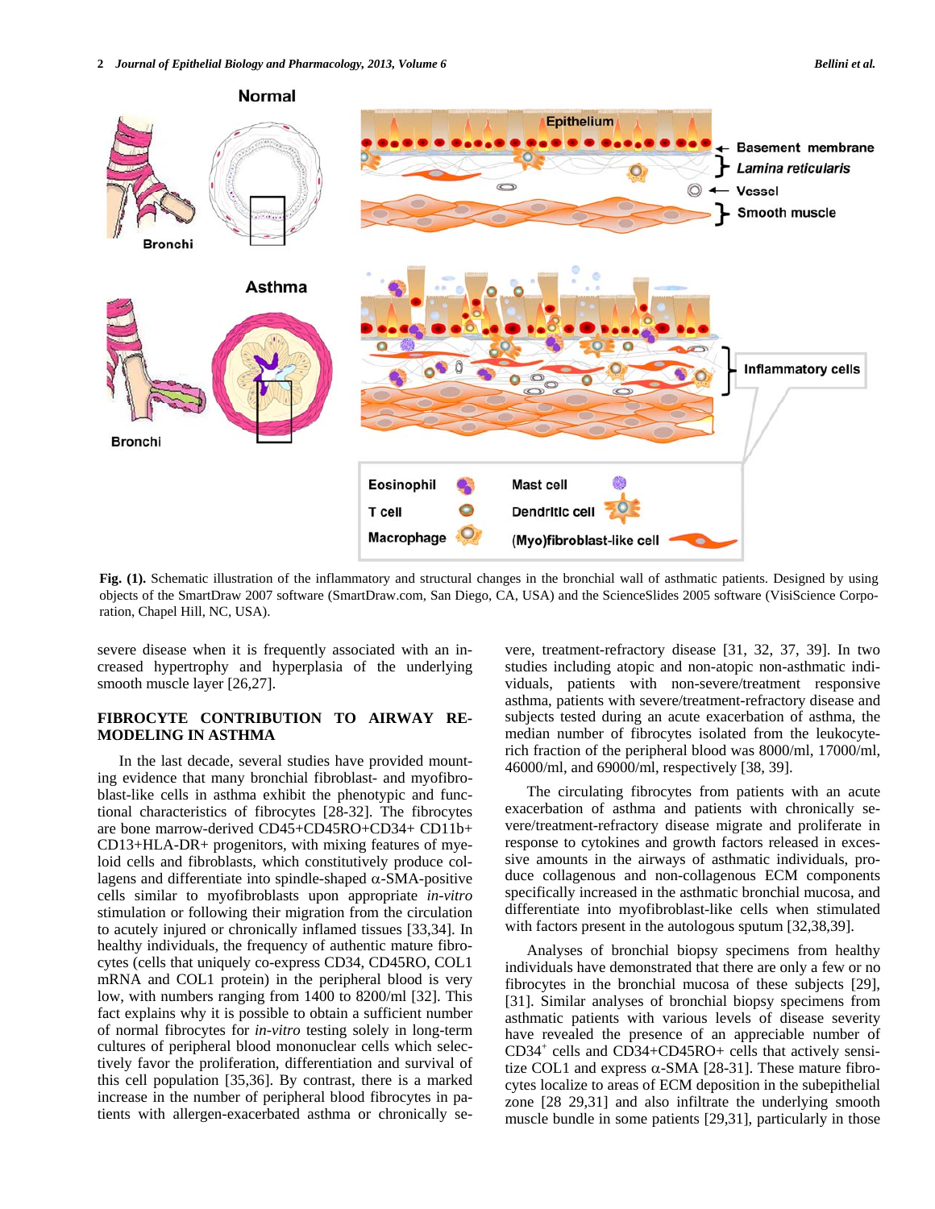Normal

Bronchi

Epithelium

Basement membrane

*Lamina reticularis*

Vessel

Smooth muscle

Asthma

Bronchi

Inflammatory cells

Eosinophil

T cell

Macrophage

Mast cell

Dendritic cell

(Myo)fibroblast-like cell

**Fig. (1).** Schematic illustration of the inflammatory and structural changes in the bronchial wall of asthmatic patients. Designed by using objects of the SmartDraw 2007 software (SmartDraw.com, San Diego, CA, USA) and the ScienceSlides 2005 software (VisiScience Corporation, Chapel Hill, NC, USA).

severe disease when it is frequently associated with an increased hypertrophy and hyperplasia of the underlying smooth muscle layer [26,27].

## FIBROCYTE CONTRIBUTION TO AIRWAY REMODELING IN ASTHMA

In the last decade, several studies have provided mounting evidence that many bronchial fibroblast- and myofibroblast-like cells in asthma exhibit the phenotypic and functional characteristics of fibrocytes [28-32]. The fibrocytes are bone marrow-derived CD45+CD45RO+CD34+ CD11b+ CD13+HLA-DR+ progenitors, with mixing features of myeloid cells and fibroblasts, which constitutively produce collagens and differentiate into spindle-shaped $\alpha$-SMA-positive cells similar to myofibroblasts upon appropriate *in-vitro* stimulation or following their migration from the circulation to acutely injured or chronically inflamed tissues [33,34]. In healthy individuals, the frequency of authentic mature fibrocytes (cells that uniquely co-express CD34, CD45RO, COL1 mRNA and COL1 protein) in the peripheral blood is very low, with numbers ranging from 1400 to 8200/ml [32]. This fact explains why it is possible to obtain a sufficient number of normal fibrocytes for *in-vitro* testing solely in long-term cultures of peripheral blood mononuclear cells which selectively favor the proliferation, differentiation and survival of this cell population [35,36]. By contrast, there is a marked increase in the number of peripheral blood fibrocytes in patients with allergen-exacerbated asthma or chronically severe, treatment-refractory disease [31, 32, 37, 39]. In two studies including atopic and non-atopic non-asthmatic individuals, patients with non-severe/treatment responsive asthma, patients with severe/treatment-refractory disease and subjects tested during an acute exacerbation of asthma, the median number of fibrocytes isolated from the leukocyte-rich fraction of the peripheral blood was 8000/ml, 17000/ml, 46000/ml, and 69000/ml, respectively [38, 39].

The circulating fibrocytes from patients with an acute exacerbation of asthma and patients with chronically severe/treatment-refractory disease migrate and proliferate in response to cytokines and growth factors released in excessive amounts in the airways of asthmatic individuals, produce collagenous and non-collagenous ECM components specifically increased in the asthmatic bronchial mucosa, and differentiate into myofibroblast-like cells when stimulated with factors present in the autologous sputum [32,38,39].

Analyses of bronchial biopsy specimens from healthy individuals have demonstrated that there are only a few or no fibrocytes in the bronchial mucosa of these subjects [29], [31]. Similar analyses of bronchial biopsy specimens from asthmatic patients with various levels of disease severity have revealed the presence of an appreciable number of $CD34^{+}$ cells and CD34+CD45RO+ cells that actively sensitize COL1 and express $\alpha$-SMA [28-31]. These mature fibrocytes localize to areas of ECM deposition in the subepithelial zone [28 29,31] and also infiltrate the underlying smooth muscle bundle in some patients [29,31], particularly in those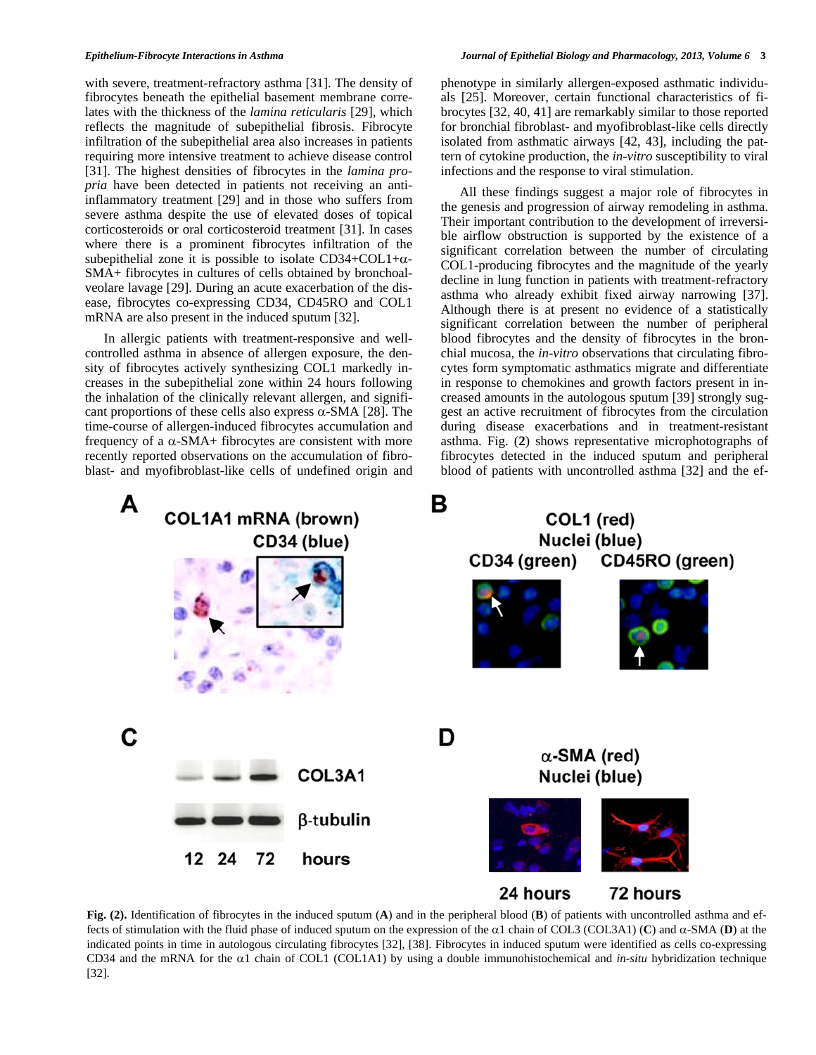with severe, treatment-refractory asthma [31]. The density of fibrocytes beneath the epithelial basement membrane correlates with the thickness of the *lamina reticularis* [29], which reflects the magnitude of subepithelial fibrosis. Fibrocyte infiltration of the subepithelial area also increases in patients requiring more intensive treatment to achieve disease control [31]. The highest densities of fibrocytes in the *lamina propria* have been detected in patients not receiving an anti-inflammatory treatment [29] and in those who suffers from severe asthma despite the use of elevated doses of topical corticosteroids or oral corticosteroid treatment [31]. In cases where there is a prominent fibrocytes infiltration of the subepithelial zone it is possible to isolate CD34+COL1+α-SMA+ fibrocytes in cultures of cells obtained by bronchoalveolare lavage [29]. During an acute exacerbation of the disease, fibrocytes co-expressing CD34, CD45RO and COL1 mRNA are also present in the induced sputum [32].

In allergic patients with treatment-responsive and well-controlled asthma in absence of allergen exposure, the density of fibrocytes actively synthesizing COL1 markedly increases in the subepithelial zone within 24 hours following the inhalation of the clinically relevant allergen, and significant proportions of these cells also express α-SMA [28]. The time-course of allergen-induced fibrocytes accumulation and frequency of a α-SMA+ fibrocytes are consistent with more recently reported observations on the accumulation of fibroblast- and myofibroblast-like cells of undefined origin and phenotype in similarly allergen-exposed asthmatic individuals [25]. Moreover, certain functional characteristics of fibrocytes [32, 40, 41] are remarkably similar to those reported for bronchial fibroblast- and myofibroblast-like cells directly isolated from asthmatic airways [42, 43], including the pattern of cytokine production, the *in-vitro* susceptibility to viral infections and the response to viral stimulation.

All these findings suggest a major role of fibrocytes in the genesis and progression of airway remodeling in asthma. Their important contribution to the development of irreversible airflow obstruction is supported by the existence of a significant correlation between the number of circulating COL1-producing fibrocytes and the magnitude of the yearly decline in lung function in patients with treatment-refractory asthma who already exhibit fixed airway narrowing [37]. Although there is at present no evidence of a statistically significant correlation between the number of peripheral blood fibrocytes and the density of fibrocytes in the bronchial mucosa, the *in-vitro* observations that circulating fibrocytes form symptomatic asthmatics migrate and differentiate in response to chemokines and growth factors present in increased amounts in the autologous sputum [39] strongly suggest an active recruitment of fibrocytes from the circulation during disease exacerbations and in treatment-resistant asthma. Fig. (**2**) shows representative microphotographs of fibrocytes detected in the induced sputum and peripheral blood of patients with uncontrolled asthma [32] and the ef-

**Fig. (2).** Identification of fibrocytes in the induced sputum (**A**) and in the peripheral blood (**B**) of patients with uncontrolled asthma and effects of stimulation with the fluid phase of induced sputum on the expression of the α1 chain of COL3 (COL3A1) (**C**) and α-SMA (**D**) at the indicated points in time in autologous circulating fibrocytes [32], [38]. Fibrocytes in induced sputum were identified as cells co-expressing CD34 and the mRNA for the α1 chain of COL1 (COL1A1) by using a double immunohistochemical and *in-situ* hybridization technique [32].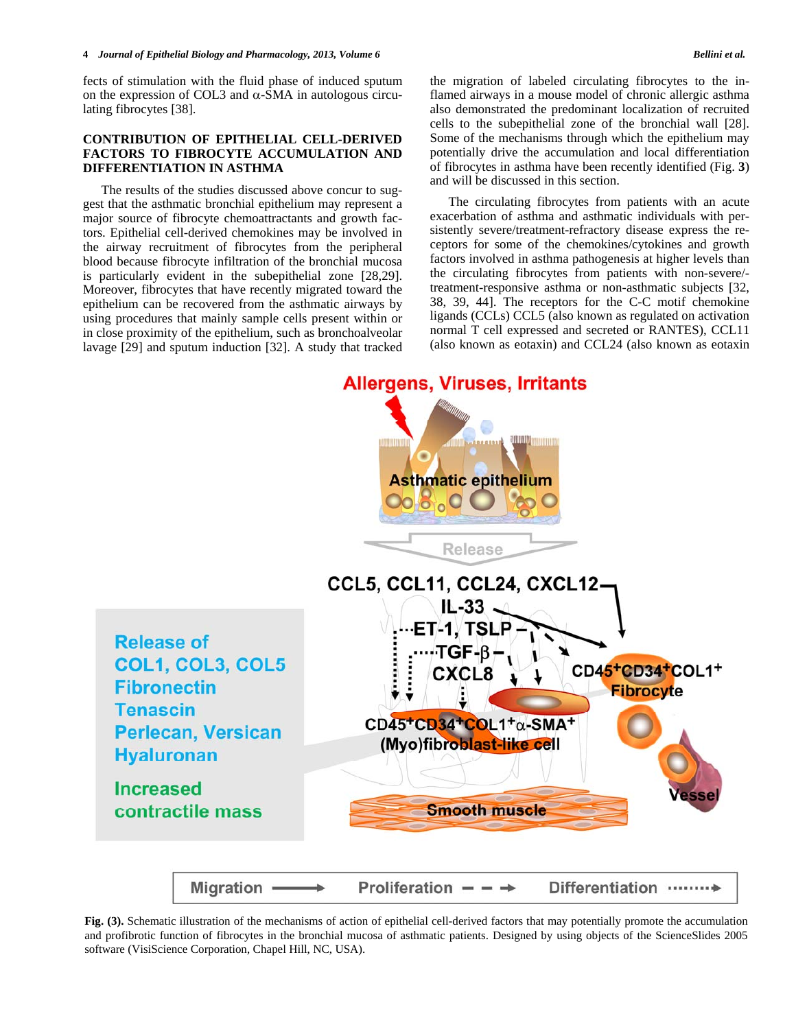fects of stimulation with the fluid phase of induced sputum on the expression of COL3 and α-SMA in autologous circulating fibrocytes [38].

### CONTRIBUTION OF EPITHELIAL CELL-DERIVED FACTORS TO FIBROCYTE ACCUMULATION AND DIFFERENTIATION IN ASTHMA

The results of the studies discussed above concur to suggest that the asthmatic bronchial epithelium may represent a major source of fibrocyte chemoattractants and growth factors. Epithelial cell-derived chemokines may be involved in the airway recruitment of fibrocytes from the peripheral blood because fibrocyte infiltration of the bronchial mucosa is particularly evident in the subepithelial zone [28,29]. Moreover, fibrocytes that have recently migrated toward the epithelium can be recovered from the asthmatic airways by using procedures that mainly sample cells present within or in close proximity of the epithelium, such as bronchoalveolar lavage [29] and sputum induction [32]. A study that tracked the migration of labeled circulating fibrocytes to the inflamed airways in a mouse model of chronic allergic asthma also demonstrated the predominant localization of recruited cells to the subepithelial zone of the bronchial wall [28]. Some of the mechanisms through which the epithelium may potentially drive the accumulation and local differentiation of fibrocytes in asthma have been recently identified (Fig. **3**) and will be discussed in this section.

The circulating fibrocytes from patients with an acute exacerbation of asthma and asthmatic individuals with persistently severe/treatment-refractory disease express the receptors for some of the chemokines/cytokines and growth factors involved in asthma pathogenesis at higher levels than the circulating fibrocytes from patients with non-severe/-treatment-responsive asthma or non-asthmatic subjects [32, 38, 39, 44]. The receptors for the C-C motif chemokine ligands (CCLs) CCL5 (also known as regulated on activation normal T cell expressed and secreted or RANTES), CCL11 (also known as eotaxin) and CCL24 (also known as eotaxin

**Fig. (3).** Schematic illustration of the mechanisms of action of epithelial cell-derived factors that may potentially promote the accumulation and profibrotic function of fibrocytes in the bronchial mucosa of asthmatic patients. Designed by using objects of the ScienceSlides 2005 software (VisiScience Corporation, Chapel Hill, NC, USA).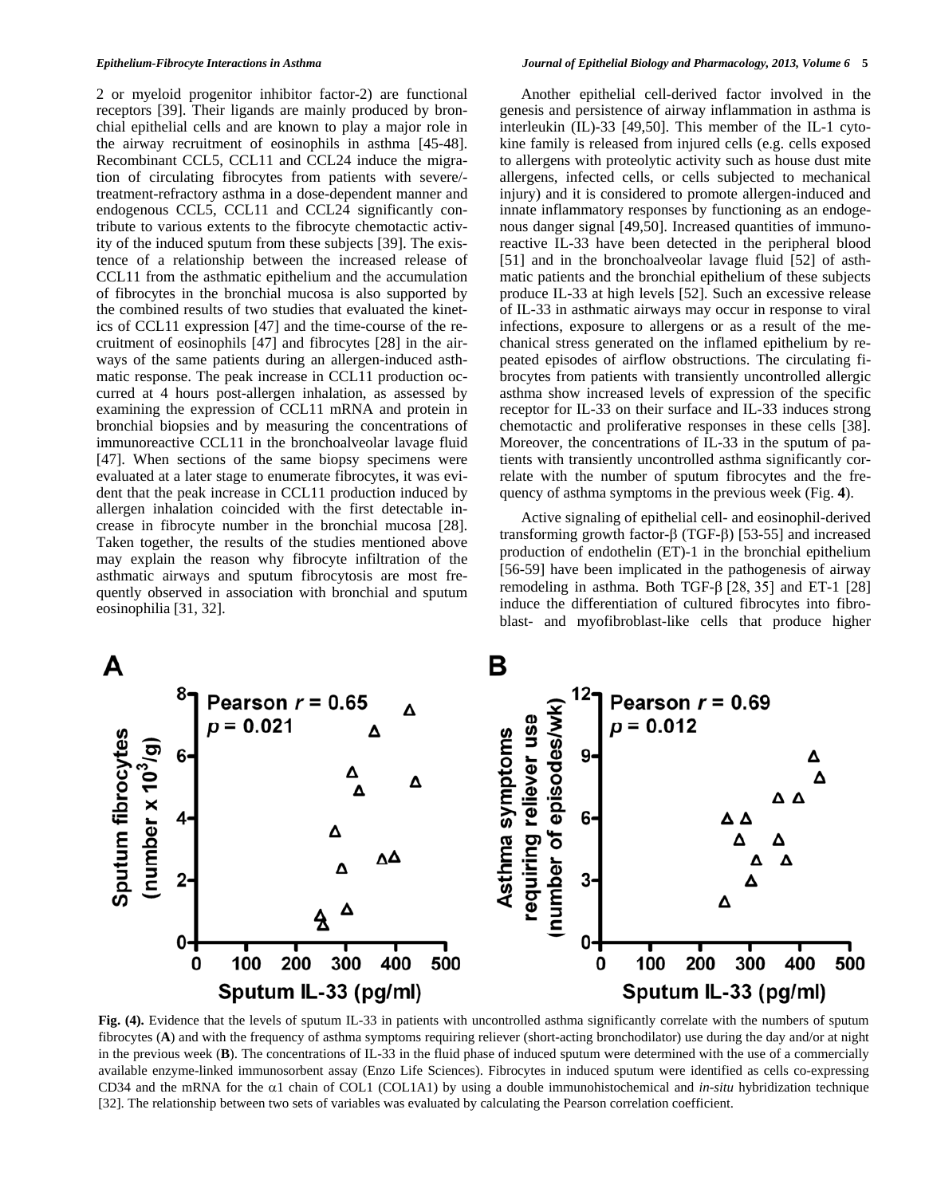2 or myeloid progenitor inhibitor factor-2) are functional receptors [39]. Their ligands are mainly produced by bronchial epithelial cells and are known to play a major role in the airway recruitment of eosinophils in asthma [45-48]. Recombinant CCL5, CCL11 and CCL24 induce the migration of circulating fibrocytes from patients with severe/-treatment-refractory asthma in a dose-dependent manner and endogenous CCL5, CCL11 and CCL24 significantly contribute to various extents to the fibrocyte chemotactic activity of the induced sputum from these subjects [39]. The existence of a relationship between the increased release of CCL11 from the asthmatic epithelium and the accumulation of fibrocytes in the bronchial mucosa is also supported by the combined results of two studies that evaluated the kinetics of CCL11 expression [47] and the time-course of the recruitment of eosinophils [47] and fibrocytes [28] in the airways of the same patients during an allergen-induced asthmatic response. The peak increase in CCL11 production occurred at 4 hours post-allergen inhalation, as assessed by examining the expression of CCL11 mRNA and protein in bronchial biopsies and by measuring the concentrations of immunoreactive CCL11 in the bronchoalveolar lavage fluid [47]. When sections of the same biopsy specimens were evaluated at a later stage to enumerate fibrocytes, it was evident that the peak increase in CCL11 production induced by allergen inhalation coincided with the first detectable increase in fibrocyte number in the bronchial mucosa [28]. Taken together, the results of the studies mentioned above may explain the reason why fibrocyte infiltration of the asthmatic airways and sputum fibrocytosis are most frequently observed in association with bronchial and sputum eosinophilia [31, 32].

Another epithelial cell-derived factor involved in the genesis and persistence of airway inflammation in asthma is interleukin (IL)-33 [49,50]. This member of the IL-1 cytokine family is released from injured cells (e.g. cells exposed to allergens with proteolytic activity such as house dust mite allergens, infected cells, or cells subjected to mechanical injury) and it is considered to promote allergen-induced and innate inflammatory responses by functioning as an endogenous danger signal [49,50]. Increased quantities of immunoreactive IL-33 have been detected in the peripheral blood [51] and in the bronchoalveolar lavage fluid [52] of asthmatic patients and the bronchial epithelium of these subjects produce IL-33 at high levels [52]. Such an excessive release of IL-33 in asthmatic airways may occur in response to viral infections, exposure to allergens or as a result of the mechanical stress generated on the inflamed epithelium by repeated episodes of airflow obstructions. The circulating fibrocytes from patients with transiently uncontrolled allergic asthma show increased levels of expression of the specific receptor for IL-33 on their surface and IL-33 induces strong chemotactic and proliferative responses in these cells [38]. Moreover, the concentrations of IL-33 in the sputum of patients with transiently uncontrolled asthma significantly correlate with the number of sputum fibrocytes and the frequency of asthma symptoms in the previous week (Fig. **4**).

Active signaling of epithelial cell- and eosinophil-derived transforming growth factor-β (TGF-β) [53-55] and increased production of endothelin (ET)-1 in the bronchial epithelium [56-59] have been implicated in the pathogenesis of airway remodeling in asthma. Both TGF-β [28, 35] and ET-1 [28] induce the differentiation of cultured fibrocytes into fibroblast- and myofibroblast-like cells that produce higher

**Fig. (4).** Evidence that the levels of sputum IL-33 in patients with uncontrolled asthma significantly correlate with the numbers of sputum fibrocytes (**A**) and with the frequency of asthma symptoms requiring reliever (short-acting bronchodilator) use during the day and/or at night in the previous week (**B**). The concentrations of IL-33 in the fluid phase of induced sputum were determined with the use of a commercially available enzyme-linked immunosorbent assay (Enzo Life Sciences). Fibrocytes in induced sputum were identified as cells co-expressing CD34 and the mRNA for the α1 chain of COL1 (COL1A1) by using a double immunohistochemical and *in-situ* hybridization technique [32]. The relationship between two sets of variables was evaluated by calculating the Pearson correlation coefficient.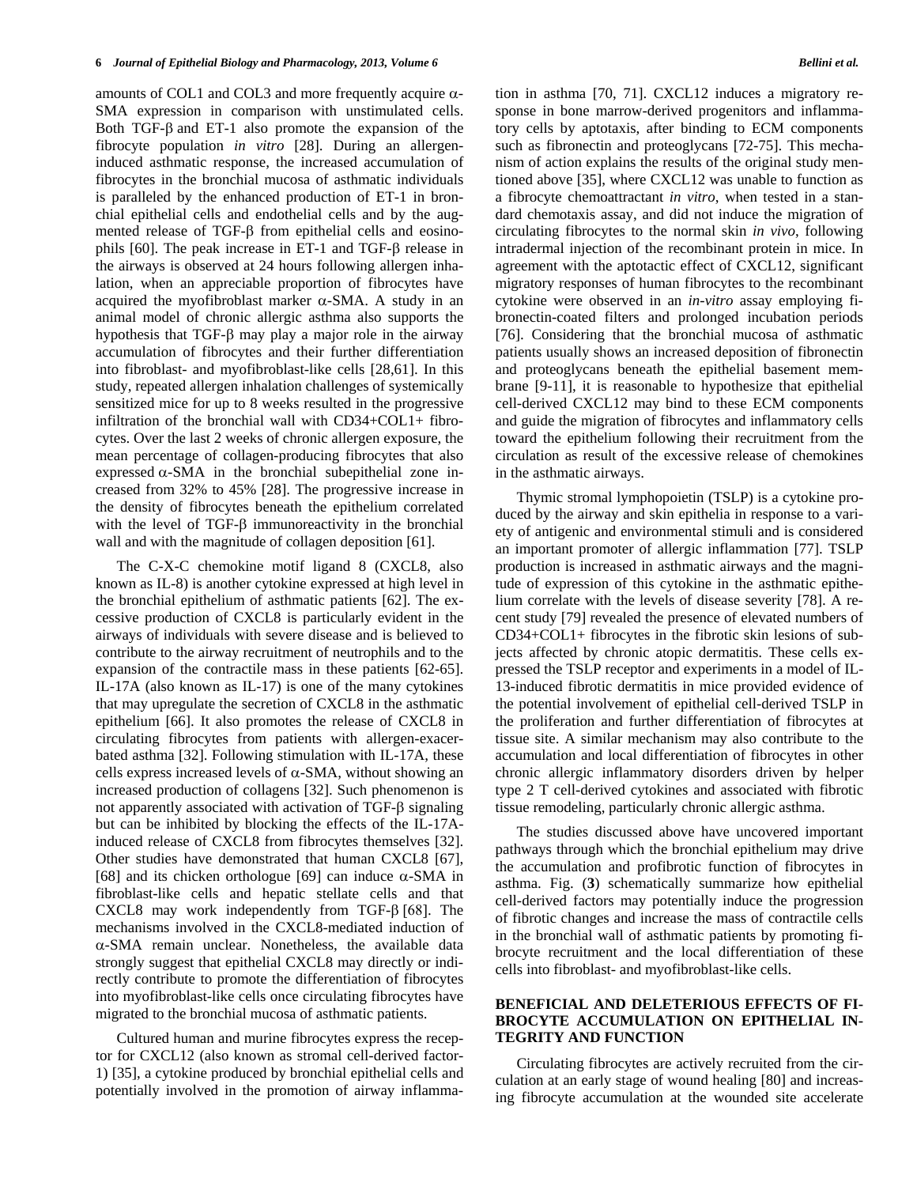amounts of COL1 and COL3 and more frequently acquire α-SMA expression in comparison with unstimulated cells. Both TGF-β and ET-1 also promote the expansion of the fibrocyte population *in vitro* [28]. During an allergen-induced asthmatic response, the increased accumulation of fibrocytes in the bronchial mucosa of asthmatic individuals is paralleled by the enhanced production of ET-1 in bronchial epithelial cells and endothelial cells and by the augmented release of TGF-β from epithelial cells and eosinophils [60]. The peak increase in ET-1 and TGF-β release in the airways is observed at 24 hours following allergen inhalation, when an appreciable proportion of fibrocytes have acquired the myofibroblast marker α-SMA. A study in an animal model of chronic allergic asthma also supports the hypothesis that TGF-β may play a major role in the airway accumulation of fibrocytes and their further differentiation into fibroblast- and myofibroblast-like cells [28,61]. In this study, repeated allergen inhalation challenges of systemically sensitized mice for up to 8 weeks resulted in the progressive infiltration of the bronchial wall with CD34+COL1+ fibrocytes. Over the last 2 weeks of chronic allergen exposure, the mean percentage of collagen-producing fibrocytes that also expressed α-SMA in the bronchial subepithelial zone increased from 32% to 45% [28]. The progressive increase in the density of fibrocytes beneath the epithelium correlated with the level of TGF-β immunoreactivity in the bronchial wall and with the magnitude of collagen deposition [61].

The C-X-C chemokine motif ligand 8 (CXCL8, also known as IL-8) is another cytokine expressed at high level in the bronchial epithelium of asthmatic patients [62]. The excessive production of CXCL8 is particularly evident in the airways of individuals with severe disease and is believed to contribute to the airway recruitment of neutrophils and to the expansion of the contractile mass in these patients [62-65]. IL-17A (also known as IL-17) is one of the many cytokines that may upregulate the secretion of CXCL8 in the asthmatic epithelium [66]. It also promotes the release of CXCL8 in circulating fibrocytes from patients with allergen-exacerbated asthma [32]. Following stimulation with IL-17A, these cells express increased levels of α-SMA, without showing an increased production of collagens [32]. Such phenomenon is not apparently associated with activation of TGF-β signaling but can be inhibited by blocking the effects of the IL-17A-induced release of CXCL8 from fibrocytes themselves [32]. Other studies have demonstrated that human CXCL8 [67], [68] and its chicken orthologue [69] can induce α-SMA in fibroblast-like cells and hepatic stellate cells and that CXCL8 may work independently from TGF-β [68]. The mechanisms involved in the CXCL8-mediated induction of α-SMA remain unclear. Nonetheless, the available data strongly suggest that epithelial CXCL8 may directly or indirectly contribute to promote the differentiation of fibrocytes into myofibroblast-like cells once circulating fibrocytes have migrated to the bronchial mucosa of asthmatic patients.

Cultured human and murine fibrocytes express the receptor for CXCL12 (also known as stromal cell-derived factor-1) [35], a cytokine produced by bronchial epithelial cells and potentially involved in the promotion of airway inflammation in asthma [70, 71]. CXCL12 induces a migratory response in bone marrow-derived progenitors and inflammatory cells by aptotaxis, after binding to ECM components such as fibronectin and proteoglycans [72-75]. This mechanism of action explains the results of the original study mentioned above [35], where CXCL12 was unable to function as a fibrocyte chemoattractant *in vitro*, when tested in a standard chemotaxis assay, and did not induce the migration of circulating fibrocytes to the normal skin *in vivo*, following intradermal injection of the recombinant protein in mice. In agreement with the aptotactic effect of CXCL12, significant migratory responses of human fibrocytes to the recombinant cytokine were observed in an *in-vitro* assay employing fibronectin-coated filters and prolonged incubation periods [76]. Considering that the bronchial mucosa of asthmatic patients usually shows an increased deposition of fibronectin and proteoglycans beneath the epithelial basement membrane [9-11], it is reasonable to hypothesize that epithelial cell-derived CXCL12 may bind to these ECM components and guide the migration of fibrocytes and inflammatory cells toward the epithelium following their recruitment from the circulation as result of the excessive release of chemokines in the asthmatic airways.

Thymic stromal lymphopoietin (TSLP) is a cytokine produced by the airway and skin epithelia in response to a variety of antigenic and environmental stimuli and is considered an important promoter of allergic inflammation [77]. TSLP production is increased in asthmatic airways and the magnitude of expression of this cytokine in the asthmatic epithelium correlate with the levels of disease severity [78]. A recent study [79] revealed the presence of elevated numbers of CD34+COL1+ fibrocytes in the fibrotic skin lesions of subjects affected by chronic atopic dermatitis. These cells expressed the TSLP receptor and experiments in a model of IL-13-induced fibrotic dermatitis in mice provided evidence of the potential involvement of epithelial cell-derived TSLP in the proliferation and further differentiation of fibrocytes at tissue site. A similar mechanism may also contribute to the accumulation and local differentiation of fibrocytes in other chronic allergic inflammatory disorders driven by helper type 2 T cell-derived cytokines and associated with fibrotic tissue remodeling, particularly chronic allergic asthma.

The studies discussed above have uncovered important pathways through which the bronchial epithelium may drive the accumulation and profibrotic function of fibrocytes in asthma. Fig. (**3**) schematically summarize how epithelial cell-derived factors may potentially induce the progression of fibrotic changes and increase the mass of contractile cells in the bronchial wall of asthmatic patients by promoting fibrocyte recruitment and the local differentiation of these cells into fibroblast- and myofibroblast-like cells.

## BENEFICIAL AND DELETERIOUS EFFECTS OF FIBROCYTE ACCUMULATION ON EPITHELIAL INTEGRITY AND FUNCTION

Circulating fibrocytes are actively recruited from the circulation at an early stage of wound healing [80] and increasing fibrocyte accumulation at the wounded site accelerate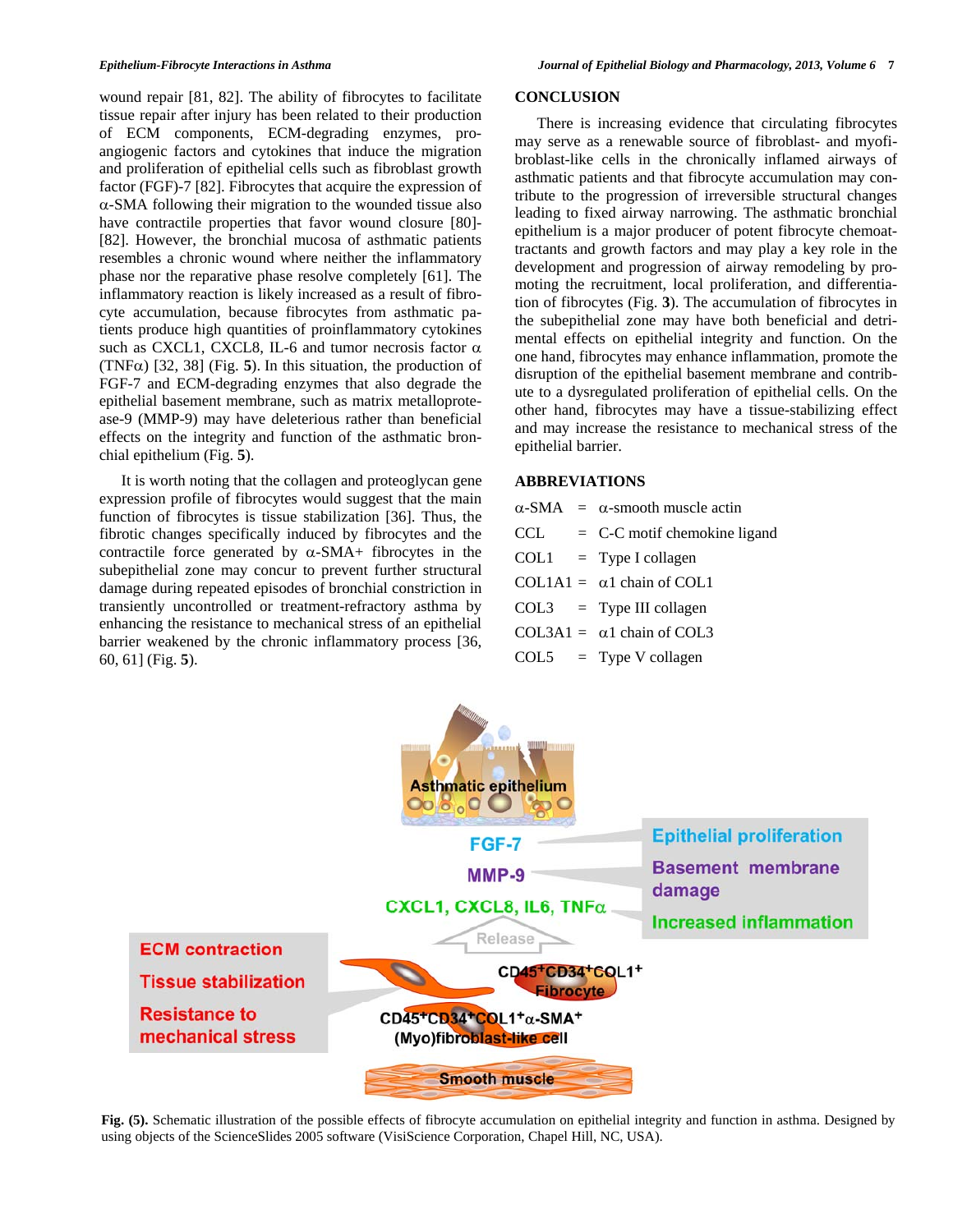wound repair [81, 82]. The ability of fibrocytes to facilitate tissue repair after injury has been related to their production of ECM components, ECM-degrading enzymes, pro-angiogenic factors and cytokines that induce the migration and proliferation of epithelial cells such as fibroblast growth factor (FGF)-7 [82]. Fibrocytes that acquire the expression of α-SMA following their migration to the wounded tissue also have contractile properties that favor wound closure [80]-[82]. However, the bronchial mucosa of asthmatic patients resembles a chronic wound where neither the inflammatory phase nor the reparative phase resolve completely [61]. The inflammatory reaction is likely increased as a result of fibrocyte accumulation, because fibrocytes from asthmatic patients produce high quantities of proinflammatory cytokines such as CXCL1, CXCL8, IL-6 and tumor necrosis factor α (TNFα) [32, 38] (Fig. **5**). In this situation, the production of FGF-7 and ECM-degrading enzymes that also degrade the epithelial basement membrane, such as matrix metalloprotease-9 (MMP-9) may have deleterious rather than beneficial effects on the integrity and function of the asthmatic bronchial epithelium (Fig. **5**).

It is worth noting that the collagen and proteoglycan gene expression profile of fibrocytes would suggest that the main function of fibrocytes is tissue stabilization [36]. Thus, the fibrotic changes specifically induced by fibrocytes and the contractile force generated by α-SMA+ fibrocytes in the subepithelial zone may concur to prevent further structural damage during repeated episodes of bronchial constriction in transiently uncontrolled or treatment-refractory asthma by enhancing the resistance to mechanical stress of an epithelial barrier weakened by the chronic inflammatory process [36, 60, 61] (Fig. **5**).

## CONCLUSION

There is increasing evidence that circulating fibrocytes may serve as a renewable source of fibroblast- and myofibroblast-like cells in the chronically inflamed airways of asthmatic patients and that fibrocyte accumulation may contribute to the progression of irreversible structural changes leading to fixed airway narrowing. The asthmatic bronchial epithelium is a major producer of potent fibrocyte chemoattractants and growth factors and may play a key role in the development and progression of airway remodeling by promoting the recruitment, local proliferation, and differentiation of fibrocytes (Fig. **3**). The accumulation of fibrocytes in the subepithelial zone may have both beneficial and detrimental effects on epithelial integrity and function. On the one hand, fibrocytes may enhance inflammation, promote the disruption of the epithelial basement membrane and contribute to a dysregulated proliferation of epithelial cells. On the other hand, fibrocytes may have a tissue-stabilizing effect and may increase the resistance to mechanical stress of the epithelial barrier.

## ABBREVIATIONS

| | | |
|---|---|---|
| α-SMA | = | α-smooth muscle actin |
| CCL | = | C-C motif chemokine ligand |
| COL1 | = | Type I collagen |
| COL1A1 | = | α1 chain of COL1 |
| COL3 | = | Type III collagen |
| COL3A1 | = | α1 chain of COL3 |
| COL5 | = | Type V collagen |

**Fig. (5).** Schematic illustration of the possible effects of fibrocyte accumulation on epithelial integrity and function in asthma. Designed by using objects of the ScienceSlides 2005 software (VisiScience Corporation, Chapel Hill, NC, USA).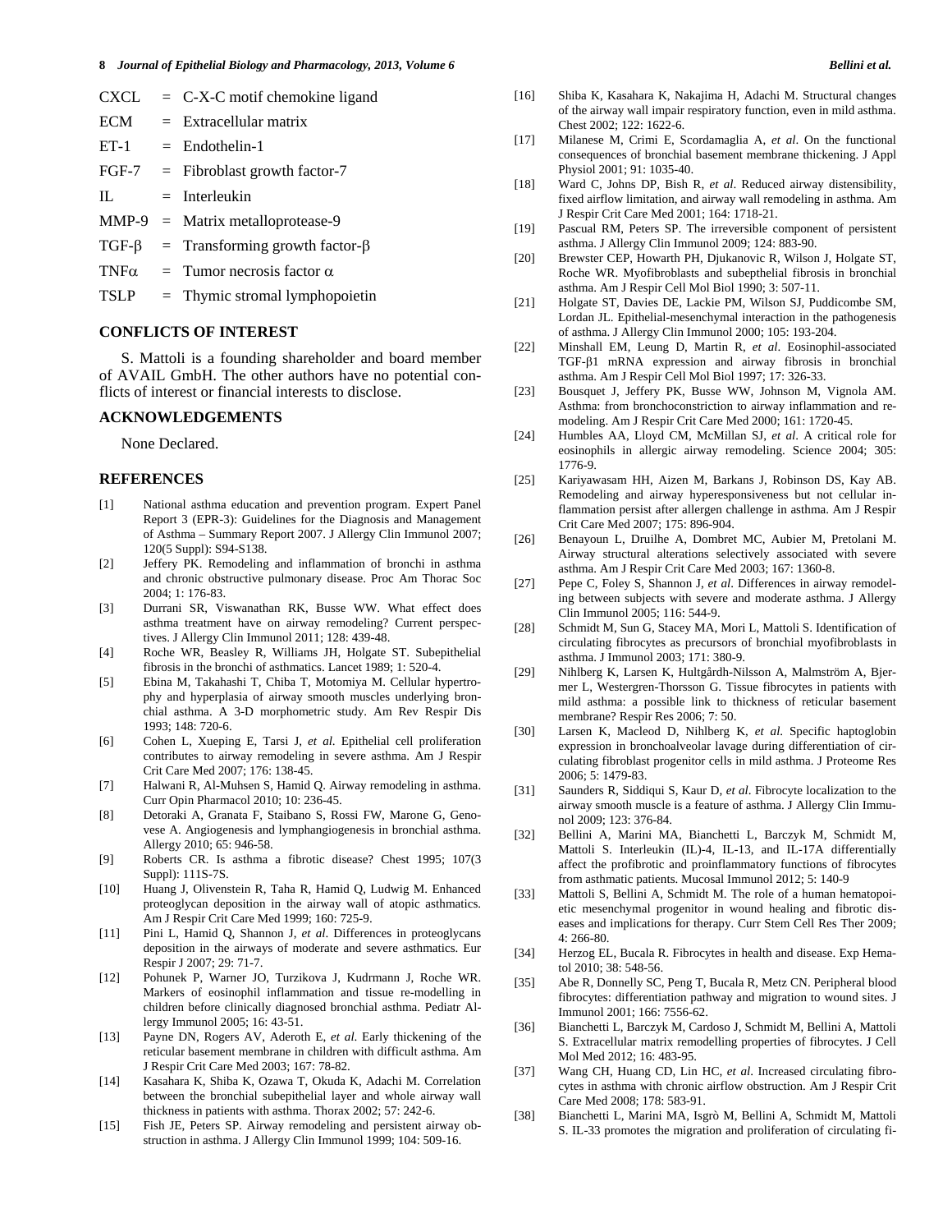CXCL = C-X-C motif chemokine ligand

ECM = Extracellular matrix

ET-1 = Endothelin-1

FGF-7 = Fibroblast growth factor-7

IL = Interleukin

MMP-9 = Matrix metalloprotease-9

TGF-β = Transforming growth factor-β

TNFα = Tumor necrosis factor α

TSLP = Thymic stromal lymphopoietin

## CONFLICTS OF INTEREST

S. Mattoli is a founding shareholder and board member of AVAIL GmbH. The other authors have no potential conflicts of interest or financial interests to disclose.

## ACKNOWLEDGEMENTS

None Declared.

## REFERENCES

[1] National asthma education and prevention program. Expert Panel Report 3 (EPR-3): Guidelines for the Diagnosis and Management of Asthma – Summary Report 2007. J Allergy Clin Immunol 2007; 120(5 Suppl): S94-S138.

[2] Jeffery PK. Remodeling and inflammation of bronchi in asthma and chronic obstructive pulmonary disease. Proc Am Thorac Soc 2004; 1: 176-83.

[3] Durrani SR, Viswanathan RK, Busse WW. What effect does asthma treatment have on airway remodeling? Current perspectives. J Allergy Clin Immunol 2011; 128: 439-48.

[4] Roche WR, Beasley R, Williams JH, Holgate ST. Subepithelial fibrosis in the bronchi of asthmatics. Lancet 1989; 1: 520-4.

[5] Ebina M, Takahashi T, Chiba T, Motomiya M. Cellular hypertrophy and hyperplasia of airway smooth muscles underlying bronchial asthma. A 3-D morphometric study. Am Rev Respir Dis 1993; 148: 720-6.

[6] Cohen L, Xueping E, Tarsi J, *et al*. Epithelial cell proliferation contributes to airway remodeling in severe asthma. Am J Respir Crit Care Med 2007; 176: 138-45.

[7] Halwani R, Al-Muhsen S, Hamid Q. Airway remodeling in asthma. Curr Opin Pharmacol 2010; 10: 236-45.

[8] Detoraki A, Granata F, Staibano S, Rossi FW, Marone G, Genovese A. Angiogenesis and lymphangiogenesis in bronchial asthma. Allergy 2010; 65: 946-58.

[9] Roberts CR. Is asthma a fibrotic disease? Chest 1995; 107(3 Suppl): 111S-7S.

[10] Huang J, Olivenstein R, Taha R, Hamid Q, Ludwig M. Enhanced proteoglycan deposition in the airway wall of atopic asthmatics. Am J Respir Crit Care Med 1999; 160: 725-9.

[11] Pini L, Hamid Q, Shannon J, *et al*. Differences in proteoglycans deposition in the airways of moderate and severe asthmatics. Eur Respir J 2007; 29: 71-7.

[12] Pohunek P, Warner JO, Turzikova J, Kudrmann J, Roche WR. Markers of eosinophil inflammation and tissue re-modelling in children before clinically diagnosed bronchial asthma. Pediatr Allergy Immunol 2005; 16: 43-51.

[13] Payne DN, Rogers AV, Aderoth E, *et al*. Early thickening of the reticular basement membrane in children with difficult asthma. Am J Respir Crit Care Med 2003; 167: 78-82.

[14] Kasahara K, Shiba K, Ozawa T, Okuda K, Adachi M. Correlation between the bronchial subepithelial layer and whole airway wall thickness in patients with asthma. Thorax 2002; 57: 242-6.

[15] Fish JE, Peters SP. Airway remodeling and persistent airway obstruction in asthma. J Allergy Clin Immunol 1999; 104: 509-16.

[16] Shiba K, Kasahara K, Nakajima H, Adachi M. Structural changes of the airway wall impair respiratory function, even in mild asthma. Chest 2002; 122: 1622-6.

[17] Milanese M, Crimi E, Scordamaglia A, *et al*. On the functional consequences of bronchial basement membrane thickening. J Appl Physiol 2001; 91: 1035-40.

[18] Ward C, Johns DP, Bish R, *et al*. Reduced airway distensibility, fixed airflow limitation, and airway wall remodeling in asthma. Am J Respir Crit Care Med 2001; 164: 1718-21.

[19] Pascual RM, Peters SP. The irreversible component of persistent asthma. J Allergy Clin Immunol 2009; 124: 883-90.

[20] Brewster CEP, Howarth PH, Djukanovic R, Wilson J, Holgate ST, Roche WR. Myofibroblasts and subepthelial fibrosis in bronchial asthma. Am J Respir Cell Mol Biol 1990; 3: 507-11.

[21] Holgate ST, Davies DE, Lackie PM, Wilson SJ, Puddicombe SM, Lordan JL. Epithelial-mesenchymal interaction in the pathogenesis of asthma. J Allergy Clin Immunol 2000; 105: 193-204.

[22] Minshall EM, Leung D, Martin R, *et al*. Eosinophil-associated TGF-β1 mRNA expression and airway fibrosis in bronchial asthma. Am J Respir Cell Mol Biol 1997; 17: 326-33.

[23] Bousquet J, Jeffery PK, Busse WW, Johnson M, Vignola AM. Asthma: from bronchoconstriction to airway inflammation and remodeling. Am J Respir Crit Care Med 2000; 161: 1720-45.

[24] Humbles AA, Lloyd CM, McMillan SJ, *et al*. A critical role for eosinophils in allergic airway remodeling. Science 2004; 305: 1776-9.

[25] Kariyawasam HH, Aizen M, Barkans J, Robinson DS, Kay AB. Remodeling and airway hyperesponsiveness but not cellular inflammation persist after allergen challenge in asthma. Am J Respir Crit Care Med 2007; 175: 896-904.

[26] Benayoun L, Druilhe A, Dombret MC, Aubier M, Pretolani M. Airway structural alterations selectively associated with severe asthma. Am J Respir Crit Care Med 2003; 167: 1360-8.

[27] Pepe C, Foley S, Shannon J, *et al*. Differences in airway remodeling between subjects with severe and moderate asthma. J Allergy Clin Immunol 2005; 116: 544-9.

[28] Schmidt M, Sun G, Stacey MA, Mori L, Mattoli S. Identification of circulating fibrocytes as precursors of bronchial myofibroblasts in asthma. J Immunol 2003; 171: 380-9.

[29] Nihlberg K, Larsen K, Hultgårdh-Nilsson A, Malmström A, Bjermer L, Westergren-Thorsson G. Tissue fibrocytes in patients with mild asthma: a possible link to thickness of reticular basement membrane? Respir Res 2006; 7: 50.

[30] Larsen K, Macleod D, Nihlberg K, *et al*. Specific haptoglobin expression in bronchoalveolar lavage during differentiation of circulating fibroblast progenitor cells in mild asthma. J Proteome Res 2006; 5: 1479-83.

[31] Saunders R, Siddiqui S, Kaur D, *et al*. Fibrocyte localization to the airway smooth muscle is a feature of asthma. J Allergy Clin Immunol 2009; 123: 376-84.

[32] Bellini A, Marini MA, Bianchetti L, Barczyk M, Schmidt M, Mattoli S. Interleukin (IL)-4, IL-13, and IL-17A differentially affect the profibrotic and proinflammatory functions of fibrocytes from asthmatic patients. Mucosal Immunol 2012; 5: 140-9

[33] Mattoli S, Bellini A, Schmidt M. The role of a human hematopoietic mesenchymal progenitor in wound healing and fibrotic diseases and implications for therapy. Curr Stem Cell Res Ther 2009; 4: 266-80.

[34] Herzog EL, Bucala R. Fibrocytes in health and disease. Exp Hematol 2010; 38: 548-56.

[35] Abe R, Donnelly SC, Peng T, Bucala R, Metz CN. Peripheral blood fibrocytes: differentiation pathway and migration to wound sites. J Immunol 2001; 166: 7556-62.

[36] Bianchetti L, Barczyk M, Cardoso J, Schmidt M, Bellini A, Mattoli S. Extracellular matrix remodelling properties of fibrocytes. J Cell Mol Med 2012; 16: 483-95.

[37] Wang CH, Huang CD, Lin HC, *et al*. Increased circulating fibrocytes in asthma with chronic airflow obstruction. Am J Respir Crit Care Med 2008; 178: 583-91.

[38] Bianchetti L, Marini MA, Isgrò M, Bellini A, Schmidt M, Mattoli S. IL-33 promotes the migration and proliferation of circulating fi-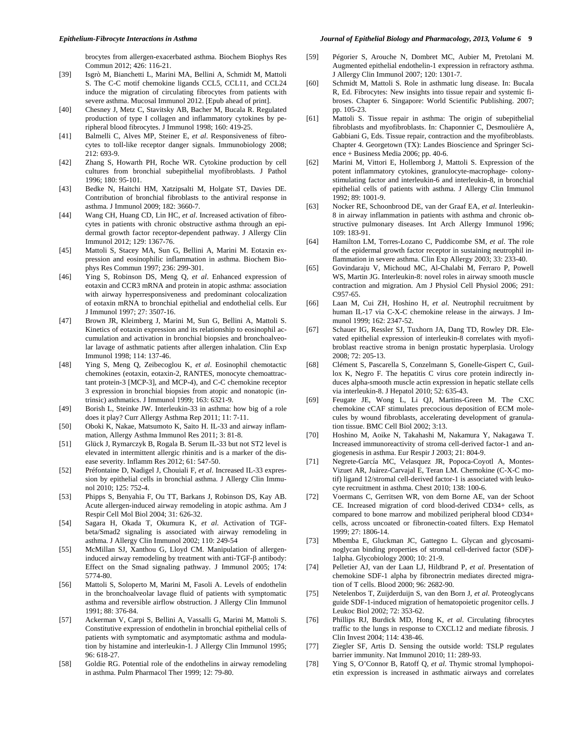brocytes from allergen-exacerbated asthma. Biochem Biophys Res Commun 2012; 426: 116-21.

[39] Isgrò M, Bianchetti L, Marini MA, Bellini A, Schmidt M, Mattoli S. The C-C motif chemokine ligands CCL5, CCL11, and CCL24 induce the migration of circulating fibrocytes from patients with severe asthma. Mucosal Immunol 2012. [Epub ahead of print].

[40] Chesney J, Metz C, Stavitsky AB, Bacher M, Bucala R. Regulated production of type I collagen and inflammatory cytokines by peripheral blood fibrocytes. J Immunol 1998; 160: 419-25.

[41] Balmelli C, Alves MP, Steiner E, *et al*. Responsiveness of fibrocytes to toll-like receptor danger signals. Immunobiology 2008; 212: 693-9.

[42] Zhang S, Howarth PH, Roche WR. Cytokine production by cell cultures from bronchial subepithelial myofibroblasts. J Pathol 1996; 180: 95-101.

[43] Bedke N, Haitchi HM, Xatzipsalti M, Holgate ST, Davies DE. Contribution of bronchial fibroblasts to the antiviral response in asthma. J Immunol 2009; 182: 3660-7.

[44] Wang CH, Huang CD, Lin HC, *et al*. Increased activation of fibrocytes in patients with chronic obstructive asthma through an epidermal growth factor receptor-dependent pathway. J Allergy Clin Immunol 2012; 129: 1367-76.

[45] Mattoli S, Stacey MA, Sun G, Bellini A, Marini M. Eotaxin expression and eosinophilic inflammation in asthma. Biochem Biophys Res Commun 1997; 236: 299-301.

[46] Ying S, Robinson DS, Meng Q, *et al*. Enhanced expression of eotaxin and CCR3 mRNA and protein in atopic asthma: association with airway hyperresponsiveness and predominant colocalization of eotaxin mRNA to bronchial epithelial and endothelial cells. Eur J Immunol 1997; 27: 3507-16.

[47] Brown JR, Kleimberg J, Marini M, Sun G, Bellini A, Mattoli S. Kinetics of eotaxin expression and its relationship to eosinophil accumulation and activation in bronchial biopsies and bronchoalveolar lavage of asthmatic patients after allergen inhalation. Clin Exp Immunol 1998; 114: 137-46.

[48] Ying S, Meng Q, Zeibecoglou K, *et al*. Eosinophil chemotactic chemokines (eotaxin, eotaxin-2, RANTES, monocyte chemoattractant protein-3 [MCP-3], and MCP-4), and C-C chemokine receptor 3 expression in bronchial biopsies from atopic and nonatopic (intrinsic) asthmatics. J Immunol 1999; 163: 6321-9.

[49] Borish L, Steinke JW. Interleukin-33 in asthma: how big of a role does it play? Curr Allergy Asthma Rep 2011; 11: 7-11.

[50] Oboki K, Nakae, Matsumoto K, Saito H. IL-33 and airway inflammation, Allergy Asthma Immunol Res 2011; 3: 81-8.

[51] Glück J, Rymarczyk B, Rogala B. Serum IL-33 but not ST2 level is elevated in intermittent allergic rhinitis and is a marker of the disease severity. Inflamm Res 2012; 61: 547-50.

[52] Préfontaine D, Nadigel J, Chouiali F, *et al*. Increased IL-33 expression by epithelial cells in bronchial asthma. J Allergy Clin Immunol 2010; 125: 752-4.

[53] Phipps S, Benyahia F, Ou TT, Barkans J, Robinson DS, Kay AB. Acute allergen-induced airway remodeling in atopic asthma. Am J Respir Cell Mol Biol 2004; 31: 626-32.

[54] Sagara H, Okada T, Okumura K, *et al*. Activation of TGF-beta/Smad2 signaling is associated with airway remodeling in asthma. J Allergy Clin Immunol 2002; 110: 249-54

[55] McMillan SJ, Xanthou G, Lloyd CM. Manipulation of allergen-induced airway remodeling by treatment with anti-TGF-β antibody: Effect on the Smad signaling pathway. J Immunol 2005; 174: 5774-80.

[56] Mattoli S, Soloperto M, Marini M, Fasoli A. Levels of endothelin in the bronchoalveolar lavage fluid of patients with symptomatic asthma and reversible airflow obstruction. J Allergy Clin Immunol 1991; 88: 376-84.

[57] Ackerman V, Carpi S, Bellini A, Vassalli G, Marini M, Mattoli S. Constitutive expression of endothelin in bronchial epithelial cells of patients with symptomatic and asymptomatic asthma and modulation by histamine and interleukin-1. J Allergy Clin Immunol 1995; 96: 618-27.

[58] Goldie RG. Potential role of the endothelins in airway remodeling in asthma. Pulm Pharmacol Ther 1999; 12: 79-80.

[59] Pégorier S, Arouche N, Dombret MC, Aubier M, Pretolani M. Augmented epithelial endothelin-1 expression in refractory asthma. J Allergy Clin Immunol 2007; 120: 1301-7.

[60] Schmidt M, Mattoli S. Role in asthmatic lung disease. In: Bucala R, Ed. Fibrocytes: New insights into tissue repair and systemic fibroses. Chapter 6. Singapore: World Scientific Publishing. 2007; pp. 105-23.

[61] Mattoli S. Tissue repair in asthma: The origin of subepithelial fibroblasts and myofibroblasts. In: Chaponnier C, Desmoulière A, Gabbiani G, Eds. Tissue repair, contraction and the myofibroblasts. Chapter 4. Georgetown (TX): Landes Bioscience and Springer Science + Business Media 2006; pp. 40-6.

[62] Marini M, Vittori E, Hollemborg J, Mattoli S. Expression of the potent inflammatory cytokines, granulocyte-macrophage- colony-stimulating factor and interleukin-6 and interleukin-8, in bronchial epithelial cells of patients with asthma. J Allergy Clin Immunol 1992; 89: 1001-9.

[63] Nocker RE, Schoonbrood DE, van der Graaf EA, *et al*. Interleukin-8 in airway inflammation in patients with asthma and chronic obstructive pulmonary diseases. Int Arch Allergy Immunol 1996; 109: 183-91.

[64] Hamilton LM, Torres-Lozano C, Puddicombe SM, *et al*. The role of the epidermal growth factor receptor in sustaining neutrophil inflammation in severe asthma. Clin Exp Allergy 2003; 33: 233-40.

[65] Govindaraju V, Michoud MC, Al-Chalabi M, Ferraro P, Powell WS, Martin JG. Interleukin-8: novel roles in airway smooth muscle contraction and migration. Am J Physiol Cell Physiol 2006; 291: C957-65.

[66] Laan M, Cui ZH, Hoshino H, *et al*. Neutrophil recruitment by human IL-17 via C-X-C chemokine release in the airways. J Immunol 1999; 162: 2347-52.

[67] Schauer IG, Ressler SJ, Tuxhorn JA, Dang TD, Rowley DR. Elevated epithelial expression of interleukin-8 correlates with myofibroblast reactive stroma in benign prostatic hyperplasia. Urology 2008; 72: 205-13.

[68] Clément S, Pascarella S, Conzelmann S, Gonelle-Gispert C, Guillox K, Negro F. The hepatitis C virus core protein indirectly induces alpha-smooth muscle actin expression in hepatic stellate cells via interleukin-8. J Hepatol 2010; 52: 635-43.

[69] Feugate JE, Wong L, Li QJ, Martins-Green M. The CXC chemokine cCAF stimulates precocious deposition of ECM molecules by wound fibroblasts, accelerating development of granulation tissue. BMC Cell Biol 2002; 3:13.

[70] Hoshino M, Aoike N, Takahashi M, Nakamura Y, Nakagawa T. Increased immunoreactivity of stroma cell-derived factor-1 and angiogenesis in asthma. Eur Respir J 2003; 21: 804-9.

[71] Negrete-García MC, Velasquez JR, Popoca-Coyotl A, Montes-Vizuet AR, Juárez-Carvajal E, Teran LM. Chemokine (C-X-C motif) ligand 12/stromal cell-derived factor-1 is associated with leukocyte recruitment in asthma. Chest 2010; 138: 100-6.

[72] Voermans C, Gerritsen WR, von dem Borne AE, van der Schoot CE. Increased migration of cord blood-derived CD34+ cells, as compared to bone marrow and mobilized peripheral blood CD34+ cells, across uncoated or fibronectin-coated filters. Exp Hematol 1999; 27: 1806-14.

[73] Mbemba E, Gluckman JC, Gattegno L. Glycan and glycosaminoglycan binding properties of stromal cell-derived factor (SDF)-1alpha. Glycobiology 2000; 10: 21-9.

[74] Pelletier AJ, van der Laan LJ, Hildbrand P, *et al*. Presentation of chemokine SDF-1 alpha by fibronectrin mediates directed migration of T cells. Blood 2000; 96: 2682-90.

[75] Netelenbos T, Zuijderduijn S, van den Born J, *et al*. Proteoglycans guide SDF-1-induced migration of hematopoietic progenitor cells. J Leukoc Biol 2002; 72: 353-62.

[76] Phillips RJ, Burdick MD, Hong K, *et al*. Circulating fibrocytes traffic to the lungs in response to CXCL12 and mediate fibrosis. J Clin Invest 2004; 114: 438-46.

[77] Ziegler SF, Artis D. Sensing the outside world: TSLP regulates barrier immunity. Nat Immunol 2010; 11: 289-93.

[78] Ying S, O'Connor B, Ratoff Q, *et al*. Thymic stromal lymphopoietin expression is increased in asthmatic airways and correlates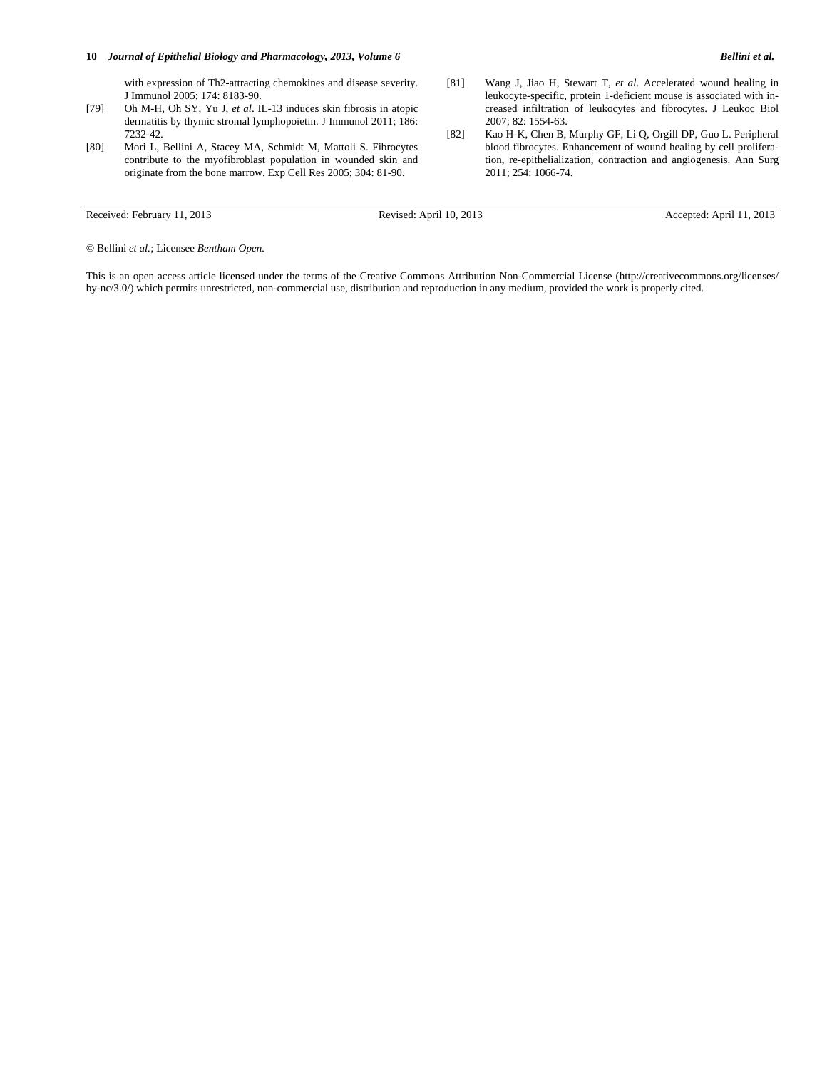with expression of Th2-attracting chemokines and disease severity. J Immunol 2005; 174: 8183-90.

[79] Oh M-H, Oh SY, Yu J, *et al*. IL-13 induces skin fibrosis in atopic dermatitis by thymic stromal lymphopoietin. J Immunol 2011; 186: 7232-42.

[80] Mori L, Bellini A, Stacey MA, Schmidt M, Mattoli S. Fibrocytes contribute to the myofibroblast population in wounded skin and originate from the bone marrow. Exp Cell Res 2005; 304: 81-90.

[81] Wang J, Jiao H, Stewart T, *et al*. Accelerated wound healing in leukocyte-specific, protein 1-deficient mouse is associated with increased infiltration of leukocytes and fibrocytes. J Leukoc Biol 2007; 82: 1554-63.

[82] Kao H-K, Chen B, Murphy GF, Li Q, Orgill DP, Guo L. Peripheral blood fibrocytes. Enhancement of wound healing by cell proliferation, re-epithelialization, contraction and angiogenesis. Ann Surg 2011; 254: 1066-74.

Received: February 11, 2013 Revised: April 10, 2013 Accepted: April 11, 2013

© Bellini *et al.*; Licensee *Bentham Open.*

This is an open access article licensed under the terms of the Creative Commons Attribution Non-Commercial License (http://creativecommons.org/licenses/by-nc/3.0/) which permits unrestricted, non-commercial use, distribution and reproduction in any medium, provided the work is properly cited.